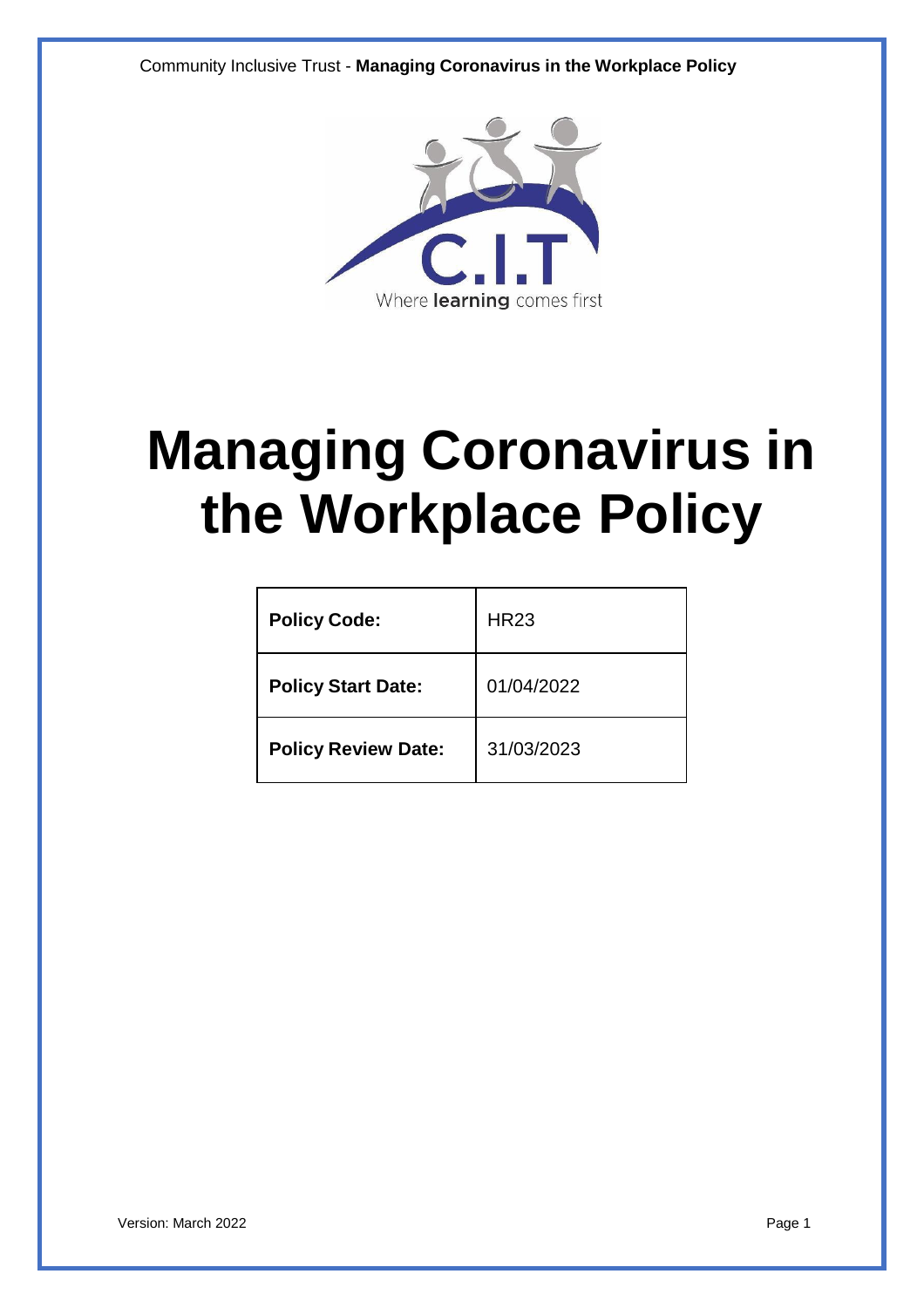# Managing Coronavirus in the Workplace Policy

| Policy Code: | HR23 |
| --- | --- |
| Policy Start Date: | 01/04/2022 |
| Policy Review Date: | 31/03/2023 |

Version: March 2022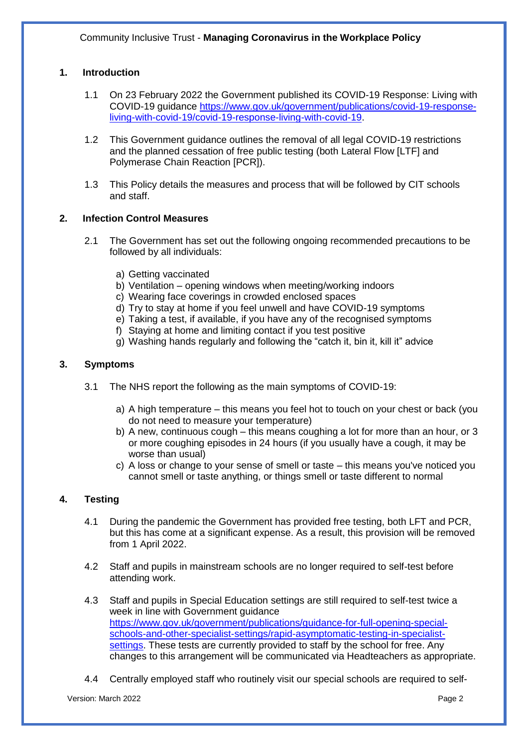Community Inclusive Trust - **Managing Coronavirus in the Workplace Policy**

## 1. Introduction

1.1 On 23 February 2022 the Government published its COVID-19 Response: Living with COVID-19 guidance [https://www.gov.uk/government/publications/covid-19-response-living-with-covid-19/covid-19-response-living-with-covid-19](https://www.gov.uk/government/publications/covid-19-response-living-with-covid-19/covid-19-response-living-with-covid-19).

1.2 This Government guidance outlines the removal of all legal COVID-19 restrictions and the planned cessation of free public testing (both Lateral Flow [LTF] and Polymerase Chain Reaction [PCR]).

1.3 This Policy details the measures and process that will be followed by CIT schools and staff.

## 2. Infection Control Measures

2.1 The Government has set out the following ongoing recommended precautions to be followed by all individuals:

a) Getting vaccinated
b) Ventilation – opening windows when meeting/working indoors
c) Wearing face coverings in crowded enclosed spaces
d) Try to stay at home if you feel unwell and have COVID-19 symptoms
e) Taking a test, if available, if you have any of the recognised symptoms
f) Staying at home and limiting contact if you test positive
g) Washing hands regularly and following the "catch it, bin it, kill it" advice

## 3. Symptoms

3.1 The NHS report the following as the main symptoms of COVID-19:

a) A high temperature – this means you feel hot to touch on your chest or back (you do not need to measure your temperature)
b) A new, continuous cough – this means coughing a lot for more than an hour, or 3 or more coughing episodes in 24 hours (if you usually have a cough, it may be worse than usual)
c) A loss or change to your sense of smell or taste – this means you've noticed you cannot smell or taste anything, or things smell or taste different to normal

## 4. Testing

4.1 During the pandemic the Government has provided free testing, both LFT and PCR, but this has come at a significant expense. As a result, this provision will be removed from 1 April 2022.

4.2 Staff and pupils in mainstream schools are no longer required to self-test before attending work.

4.3 Staff and pupils in Special Education settings are still required to self-test twice a week in line with Government guidance [https://www.gov.uk/government/publications/guidance-for-full-opening-special-schools-and-other-specialist-settings/rapid-asymptomatic-testing-in-specialist-settings](https://www.gov.uk/government/publications/guidance-for-full-opening-special-schools-and-other-specialist-settings/rapid-asymptomatic-testing-in-specialist-settings). These tests are currently provided to staff by the school for free. Any changes to this arrangement will be communicated via Headteachers as appropriate.

4.4 Centrally employed staff who routinely visit our special schools are required to self-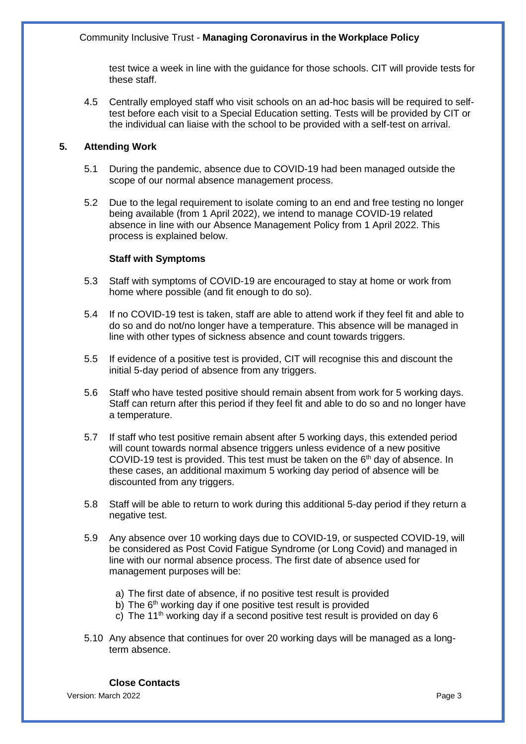test twice a week in line with the guidance for those schools. CIT will provide tests for these staff.

4.5 Centrally employed staff who visit schools on an ad-hoc basis will be required to self-test before each visit to a Special Education setting. Tests will be provided by CIT or the individual can liaise with the school to be provided with a self-test on arrival.

## 5. Attending Work

5.1 During the pandemic, absence due to COVID-19 had been managed outside the scope of our normal absence management process.

5.2 Due to the legal requirement to isolate coming to an end and free testing no longer being available (from 1 April 2022), we intend to manage COVID-19 related absence in line with our Absence Management Policy from 1 April 2022. This process is explained below.

### Staff with Symptoms

5.3 Staff with symptoms of COVID-19 are encouraged to stay at home or work from home where possible (and fit enough to do so).

5.4 If no COVID-19 test is taken, staff are able to attend work if they feel fit and able to do so and do not/no longer have a temperature. This absence will be managed in line with other types of sickness absence and count towards triggers.

5.5 If evidence of a positive test is provided, CIT will recognise this and discount the initial 5-day period of absence from any triggers.

5.6 Staff who have tested positive should remain absent from work for 5 working days. Staff can return after this period if they feel fit and able to do so and no longer have a temperature.

5.7 If staff who test positive remain absent after 5 working days, this extended period will count towards normal absence triggers unless evidence of a new positive COVID-19 test is provided. This test must be taken on the 6th day of absence. In these cases, an additional maximum 5 working day period of absence will be discounted from any triggers.

5.8 Staff will be able to return to work during this additional 5-day period if they return a negative test.

5.9 Any absence over 10 working days due to COVID-19, or suspected COVID-19, will be considered as Post Covid Fatigue Syndrome (or Long Covid) and managed in line with our normal absence process. The first date of absence used for management purposes will be:

a) The first date of absence, if no positive test result is provided
b) The 6th working day if one positive test result is provided
c) The 11th working day if a second positive test result is provided on day 6

5.10 Any absence that continues for over 20 working days will be managed as a long-term absence.

### Close Contacts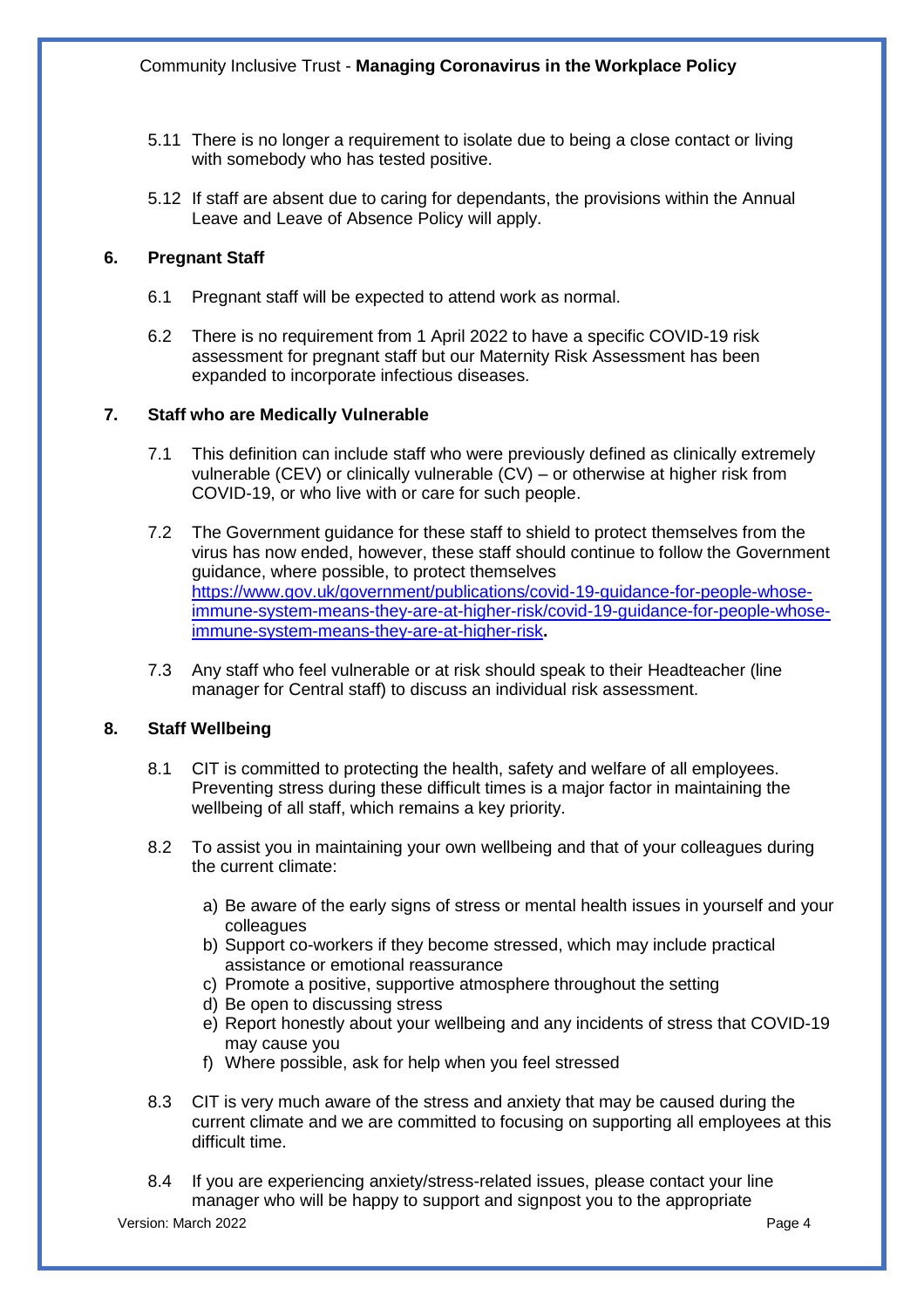5.11 There is no longer a requirement to isolate due to being a close contact or living with somebody who has tested positive.

5.12 If staff are absent due to caring for dependants, the provisions within the Annual Leave and Leave of Absence Policy will apply.

## 6. Pregnant Staff

6.1 Pregnant staff will be expected to attend work as normal.

6.2 There is no requirement from 1 April 2022 to have a specific COVID-19 risk assessment for pregnant staff but our Maternity Risk Assessment has been expanded to incorporate infectious diseases.

## 7. Staff who are Medically Vulnerable

7.1 This definition can include staff who were previously defined as clinically extremely vulnerable (CEV) or clinically vulnerable (CV) – or otherwise at higher risk from COVID-19, or who live with or care for such people.

7.2 The Government guidance for these staff to shield to protect themselves from the virus has now ended, however, these staff should continue to follow the Government guidance, where possible, to protect themselves https://www.gov.uk/government/publications/covid-19-guidance-for-people-whose-immune-system-means-they-are-at-higher-risk/covid-19-guidance-for-people-whose-immune-system-means-they-are-at-higher-risk**.**

7.3 Any staff who feel vulnerable or at risk should speak to their Headteacher (line manager for Central staff) to discuss an individual risk assessment.

## 8. Staff Wellbeing

8.1 CIT is committed to protecting the health, safety and welfare of all employees. Preventing stress during these difficult times is a major factor in maintaining the wellbeing of all staff, which remains a key priority.

8.2 To assist you in maintaining your own wellbeing and that of your colleagues during the current climate:

a) Be aware of the early signs of stress or mental health issues in yourself and your colleagues
b) Support co-workers if they become stressed, which may include practical assistance or emotional reassurance
c) Promote a positive, supportive atmosphere throughout the setting
d) Be open to discussing stress
e) Report honestly about your wellbeing and any incidents of stress that COVID-19 may cause you
f) Where possible, ask for help when you feel stressed

8.3 CIT is very much aware of the stress and anxiety that may be caused during the current climate and we are committed to focusing on supporting all employees at this difficult time.

8.4 If you are experiencing anxiety/stress-related issues, please contact your line manager who will be happy to support and signpost you to the appropriate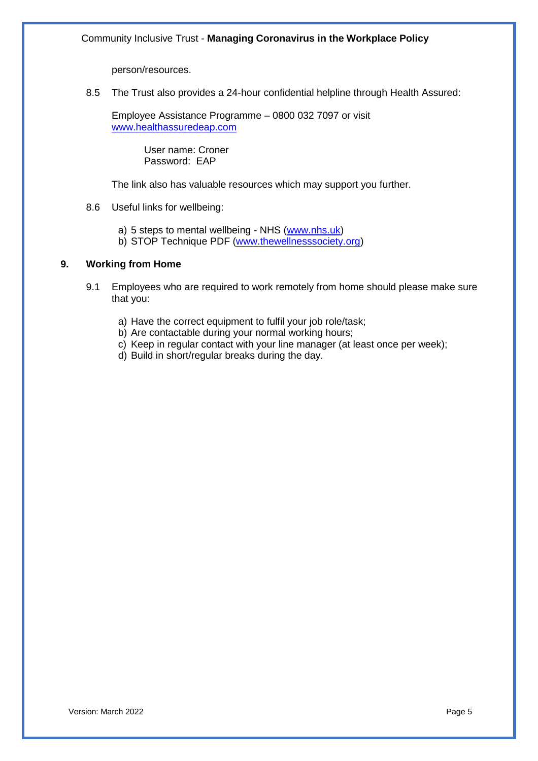person/resources.

8.5 The Trust also provides a 24-hour confidential helpline through Health Assured:

Employee Assistance Programme – 0800 032 7097 or visit www.healthassuredeap.com

User name: Croner
Password: EAP

The link also has valuable resources which may support you further.

8.6 Useful links for wellbeing:

a) 5 steps to mental wellbeing - NHS (www.nhs.uk)
b) STOP Technique PDF (www.thewellnesssociety.org)

## 9. Working from Home

9.1 Employees who are required to work remotely from home should please make sure that you:

a) Have the correct equipment to fulfil your job role/task;
b) Are contactable during your normal working hours;
c) Keep in regular contact with your line manager (at least once per week);
d) Build in short/regular breaks during the day.